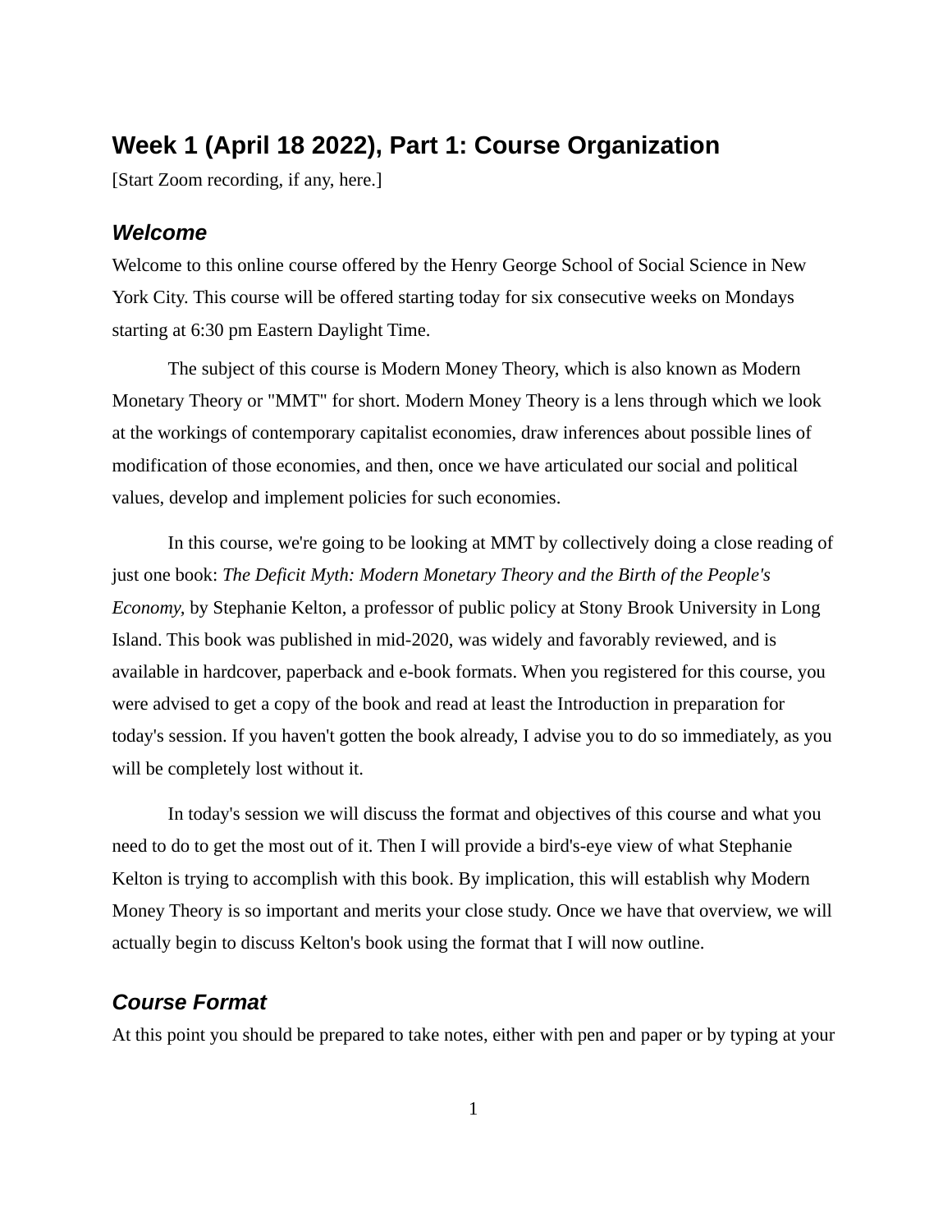## Week 1 (April 18 2022), Part 1: Course Organization

[Start Zoom recording, if any, here.]

### *Welcome*

Welcome to this online course offered by the Henry George School of Social Science in New York City. This course will be offered starting today for six consecutive weeks on Mondays starting at 6:30 pm Eastern Daylight Time.

The subject of this course is Modern Money Theory, which is also known as Modern Monetary Theory or "MMT" for short. Modern Money Theory is a lens through which we look at the workings of contemporary capitalist economies, draw inferences about possible lines of modification of those economies, and then, once we have articulated our social and political values, develop and implement policies for such economies.

In this course, we're going to be looking at MMT by collectively doing a close reading of just one book: *The Deficit Myth: Modern Monetary Theory and the Birth of the People's Economy*, by Stephanie Kelton, a professor of public policy at Stony Brook University in Long Island. This book was published in mid-2020, was widely and favorably reviewed, and is available in hardcover, paperback and e-book formats. When you registered for this course, you were advised to get a copy of the book and read at least the Introduction in preparation for today's session. If you haven't gotten the book already, I advise you to do so immediately, as you will be completely lost without it.

In today's session we will discuss the format and objectives of this course and what you need to do to get the most out of it. Then I will provide a bird's-eye view of what Stephanie Kelton is trying to accomplish with this book. By implication, this will establish why Modern Money Theory is so important and merits your close study. Once we have that overview, we will actually begin to discuss Kelton's book using the format that I will now outline.

### *Course Format*

At this point you should be prepared to take notes, either with pen and paper or by typing at your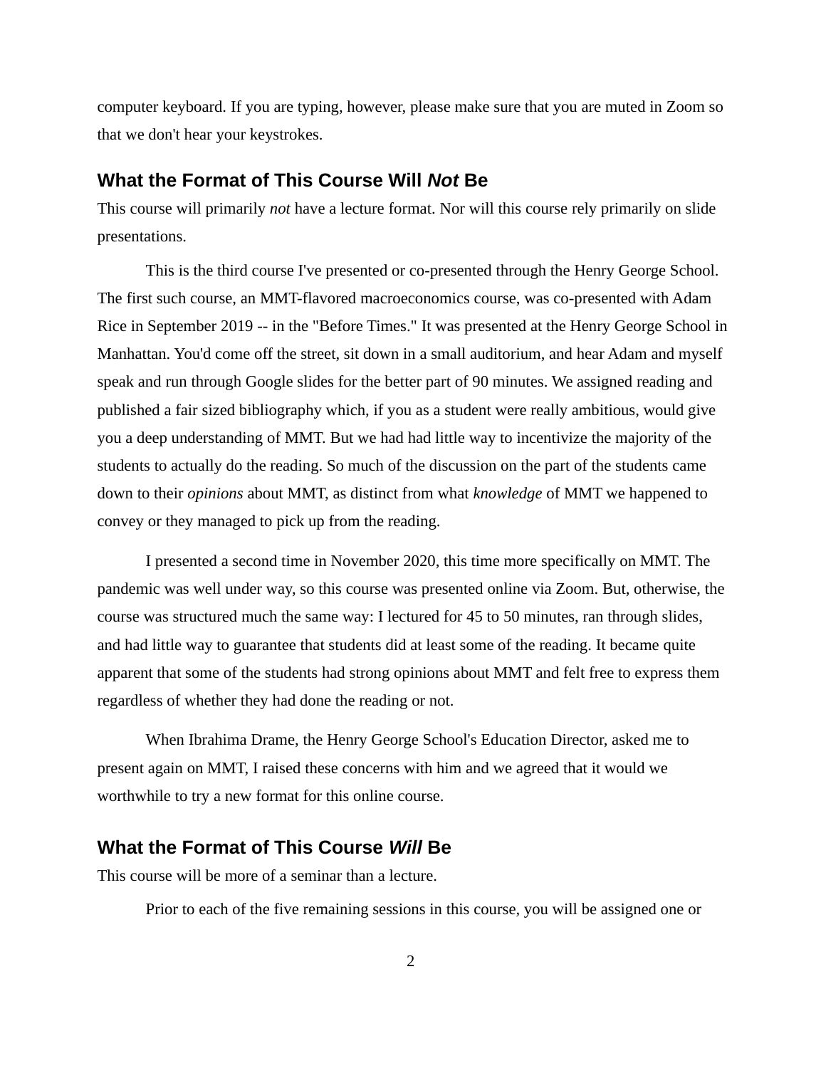computer keyboard. If you are typing, however, please make sure that you are muted in Zoom so that we don't hear your keystrokes.

## What the Format of This Course Will *Not* Be

This course will primarily *not* have a lecture format. Nor will this course rely primarily on slide presentations.

This is the third course I've presented or co-presented through the Henry George School. The first such course, an MMT-flavored macroeconomics course, was co-presented with Adam Rice in September 2019 -- in the "Before Times." It was presented at the Henry George School in Manhattan. You'd come off the street, sit down in a small auditorium, and hear Adam and myself speak and run through Google slides for the better part of 90 minutes. We assigned reading and published a fair sized bibliography which, if you as a student were really ambitious, would give you a deep understanding of MMT. But we had had little way to incentivize the majority of the students to actually do the reading. So much of the discussion on the part of the students came down to their *opinions* about MMT, as distinct from what *knowledge* of MMT we happened to convey or they managed to pick up from the reading.

I presented a second time in November 2020, this time more specifically on MMT. The pandemic was well under way, so this course was presented online via Zoom. But, otherwise, the course was structured much the same way: I lectured for 45 to 50 minutes, ran through slides, and had little way to guarantee that students did at least some of the reading. It became quite apparent that some of the students had strong opinions about MMT and felt free to express them regardless of whether they had done the reading or not.

When Ibrahima Drame, the Henry George School's Education Director, asked me to present again on MMT, I raised these concerns with him and we agreed that it would we worthwhile to try a new format for this online course.

## What the Format of This Course *Will* Be

This course will be more of a seminar than a lecture.

Prior to each of the five remaining sessions in this course, you will be assigned one or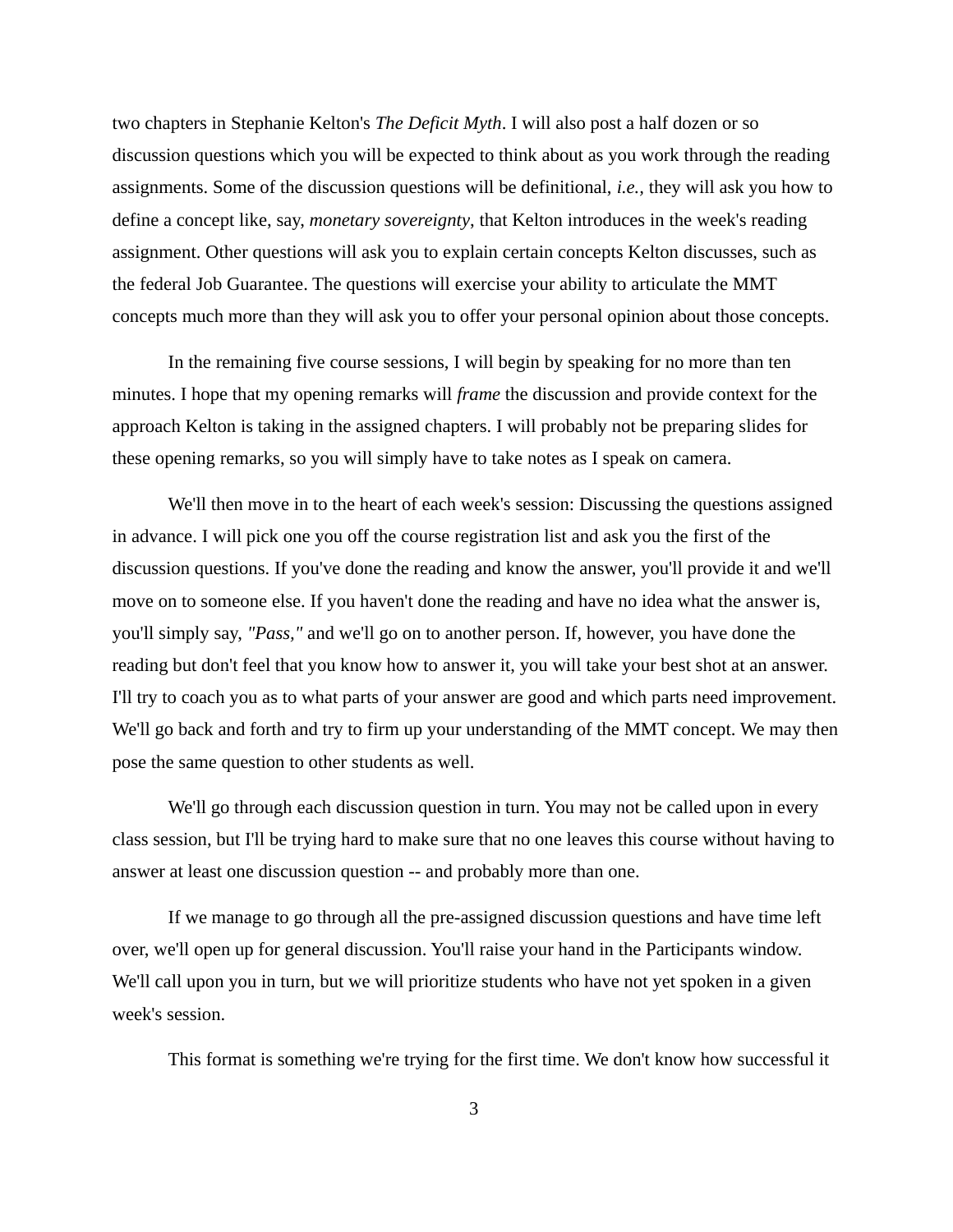two chapters in Stephanie Kelton's *The Deficit Myth*. I will also post a half dozen or so discussion questions which you will be expected to think about as you work through the reading assignments. Some of the discussion questions will be definitional, *i.e.*, they will ask you how to define a concept like, say, *monetary sovereignty*, that Kelton introduces in the week's reading assignment. Other questions will ask you to explain certain concepts Kelton discusses, such as the federal Job Guarantee. The questions will exercise your ability to articulate the MMT concepts much more than they will ask you to offer your personal opinion about those concepts.

In the remaining five course sessions, I will begin by speaking for no more than ten minutes. I hope that my opening remarks will *frame* the discussion and provide context for the approach Kelton is taking in the assigned chapters. I will probably not be preparing slides for these opening remarks, so you will simply have to take notes as I speak on camera.

We'll then move in to the heart of each week's session: Discussing the questions assigned in advance. I will pick one you off the course registration list and ask you the first of the discussion questions. If you've done the reading and know the answer, you'll provide it and we'll move on to someone else. If you haven't done the reading and have no idea what the answer is, you'll simply say, *"Pass,"* and we'll go on to another person. If, however, you have done the reading but don't feel that you know how to answer it, you will take your best shot at an answer. I'll try to coach you as to what parts of your answer are good and which parts need improvement. We'll go back and forth and try to firm up your understanding of the MMT concept. We may then pose the same question to other students as well.

We'll go through each discussion question in turn. You may not be called upon in every class session, but I'll be trying hard to make sure that no one leaves this course without having to answer at least one discussion question -- and probably more than one.

If we manage to go through all the pre-assigned discussion questions and have time left over, we'll open up for general discussion. You'll raise your hand in the Participants window. We'll call upon you in turn, but we will prioritize students who have not yet spoken in a given week's session.

This format is something we're trying for the first time. We don't know how successful it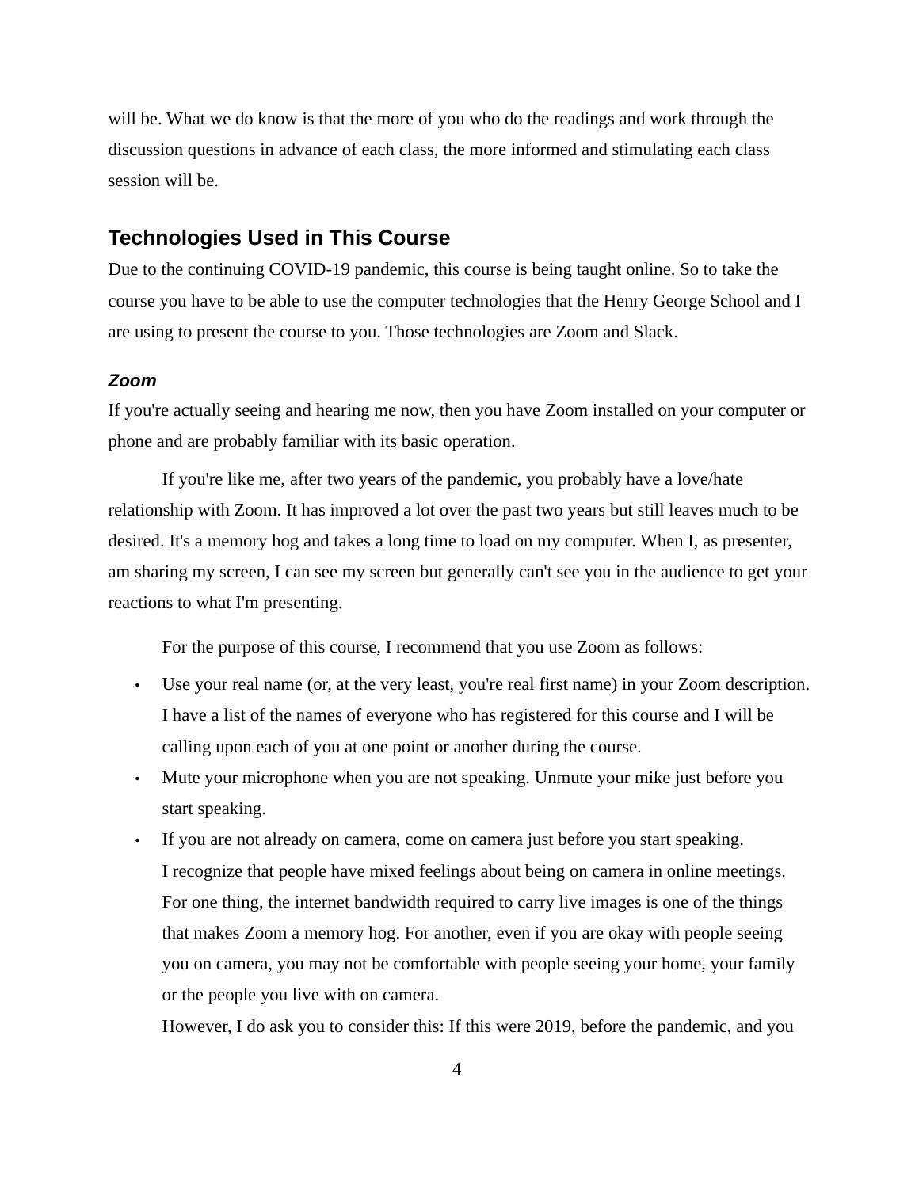will be. What we do know is that the more of you who do the readings and work through the discussion questions in advance of each class, the more informed and stimulating each class session will be.

## Technologies Used in This Course

Due to the continuing COVID-19 pandemic, this course is being taught online. So to take the course you have to be able to use the computer technologies that the Henry George School and I are using to present the course to you. Those technologies are Zoom and Slack.

### *Zoom*

If you're actually seeing and hearing me now, then you have Zoom installed on your computer or phone and are probably familiar with its basic operation.

If you're like me, after two years of the pandemic, you probably have a love/hate relationship with Zoom. It has improved a lot over the past two years but still leaves much to be desired. It's a memory hog and takes a long time to load on my computer. When I, as presenter, am sharing my screen, I can see my screen but generally can't see you in the audience to get your reactions to what I'm presenting.

For the purpose of this course, I recommend that you use Zoom as follows:

- Use your real name (or, at the very least, you're real first name) in your Zoom description. I have a list of the names of everyone who has registered for this course and I will be calling upon each of you at one point or another during the course.
- Mute your microphone when you are not speaking. Unmute your mike just before you start speaking.
- If you are not already on camera, come on camera just before you start speaking.
  I recognize that people have mixed feelings about being on camera in online meetings. For one thing, the internet bandwidth required to carry live images is one of the things that makes Zoom a memory hog. For another, even if you are okay with people seeing you on camera, you may not be comfortable with people seeing your home, your family or the people you live with on camera.
  However, I do ask you to consider this: If this were 2019, before the pandemic, and you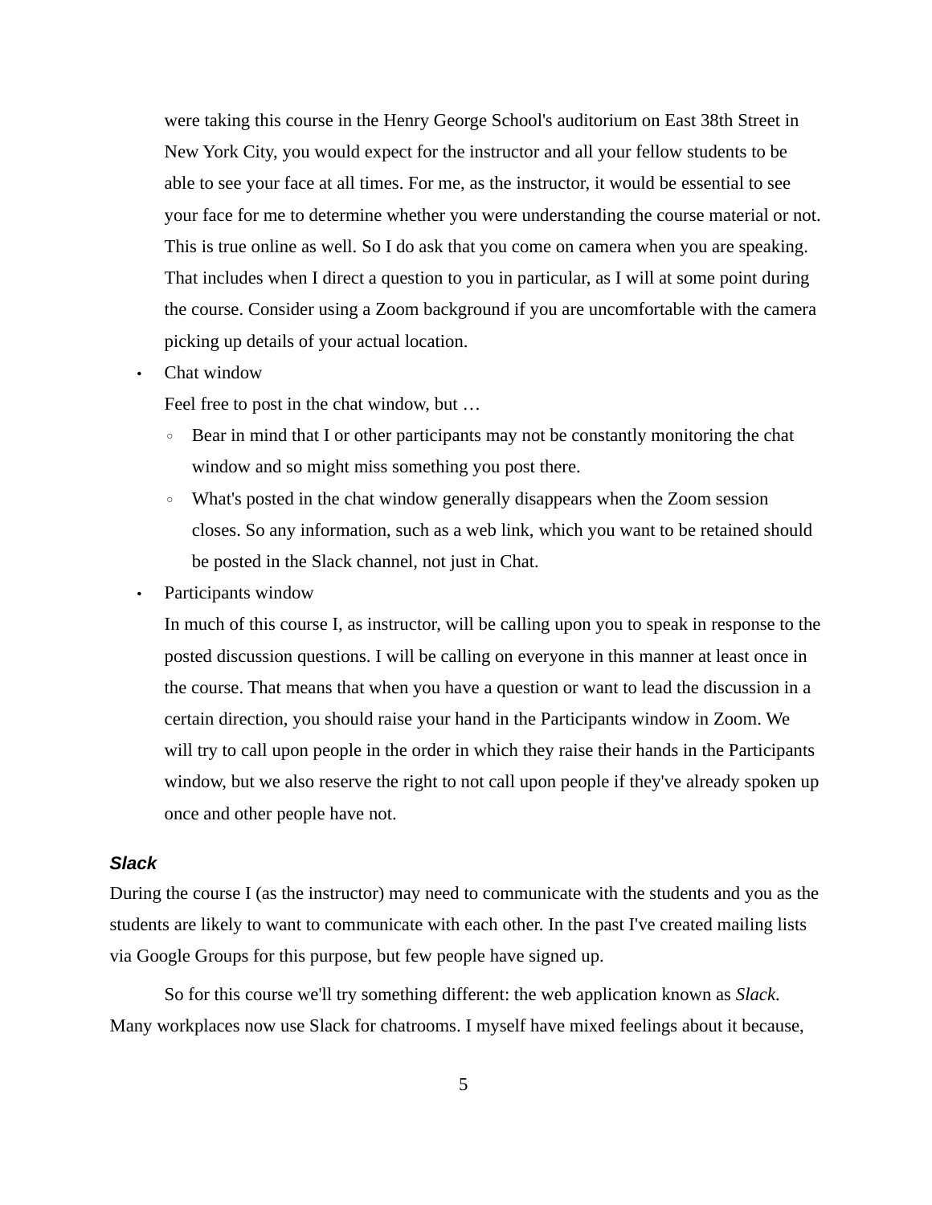were taking this course in the Henry George School's auditorium on East 38th Street in New York City, you would expect for the instructor and all your fellow students to be able to see your face at all times. For me, as the instructor, it would be essential to see your face for me to determine whether you were understanding the course material or not. This is true online as well. So I do ask that you come on camera when you are speaking. That includes when I direct a question to you in particular, as I will at some point during the course. Consider using a Zoom background if you are uncomfortable with the camera picking up details of your actual location.

- Chat window

  Feel free to post in the chat window, but …

  - Bear in mind that I or other participants may not be constantly monitoring the chat window and so might miss something you post there.
  - What's posted in the chat window generally disappears when the Zoom session closes. So any information, such as a web link, which you want to be retained should be posted in the Slack channel, not just in Chat.

- Participants window

  In much of this course I, as instructor, will be calling upon you to speak in response to the posted discussion questions. I will be calling on everyone in this manner at least once in the course. That means that when you have a question or want to lead the discussion in a certain direction, you should raise your hand in the Participants window in Zoom. We will try to call upon people in the order in which they raise their hands in the Participants window, but we also reserve the right to not call upon people if they've already spoken up once and other people have not.

### *Slack*

During the course I (as the instructor) may need to communicate with the students and you as the students are likely to want to communicate with each other. In the past I've created mailing lists via Google Groups for this purpose, but few people have signed up.

So for this course we'll try something different: the web application known as *Slack*. Many workplaces now use Slack for chatrooms. I myself have mixed feelings about it because,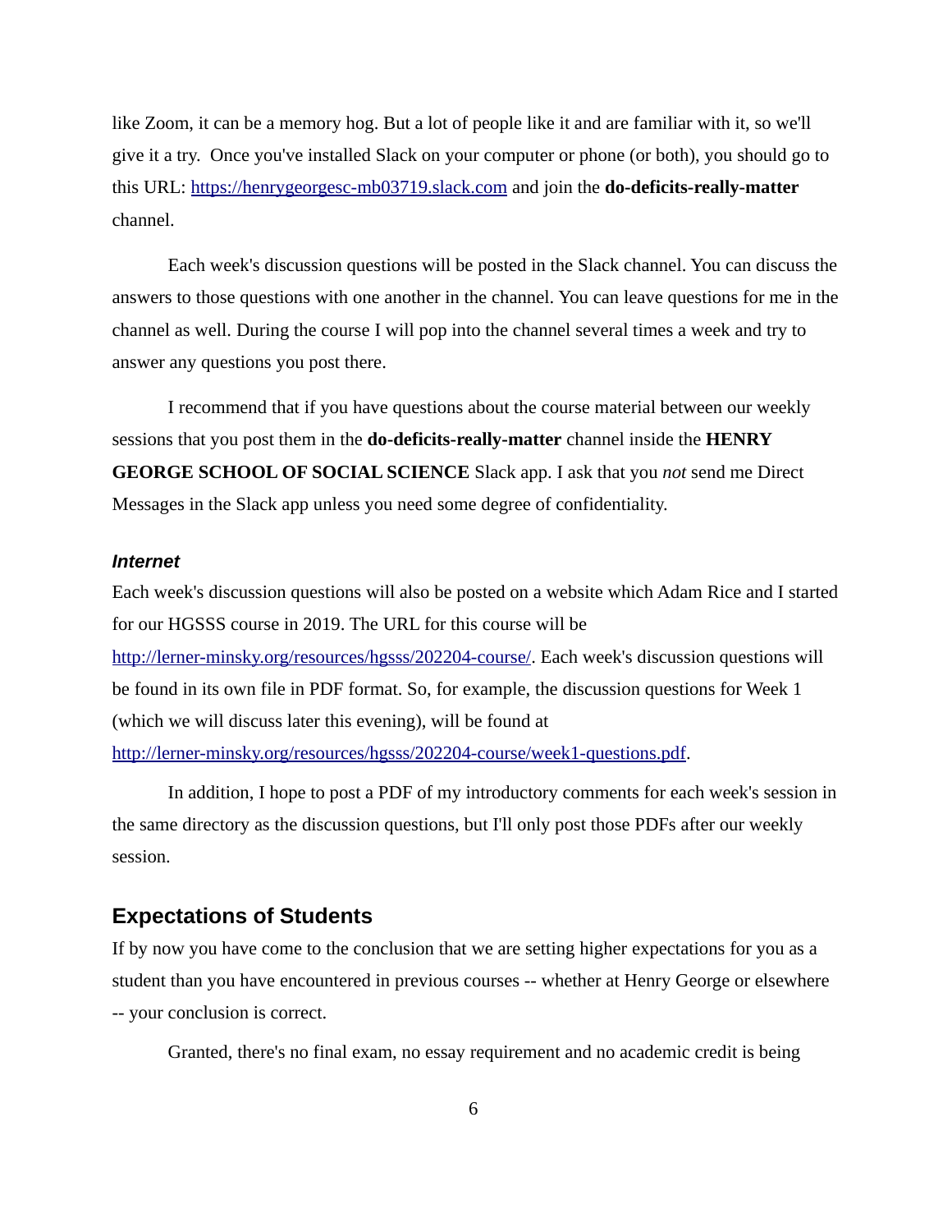like Zoom, it can be a memory hog. But a lot of people like it and are familiar with it, so we'll give it a try. Once you've installed Slack on your computer or phone (or both), you should go to this URL: [https://henrygeorgesc-mb03719.slack.com](https://henrygeorgesc-mb03719.slack.com) and join the **do-deficits-really-matter** channel.

Each week's discussion questions will be posted in the Slack channel. You can discuss the answers to those questions with one another in the channel. You can leave questions for me in the channel as well. During the course I will pop into the channel several times a week and try to answer any questions you post there.

I recommend that if you have questions about the course material between our weekly sessions that you post them in the **do-deficits-really-matter** channel inside the **HENRY GEORGE SCHOOL OF SOCIAL SCIENCE** Slack app. I ask that you *not* send me Direct Messages in the Slack app unless you need some degree of confidentiality.

#### *Internet*

Each week's discussion questions will also be posted on a website which Adam Rice and I started for our HGSSS course in 2019. The URL for this course will be [http://lerner-minsky.org/resources/hgsss/202204-course/](http://lerner-minsky.org/resources/hgsss/202204-course/). Each week's discussion questions will be found in its own file in PDF format. So, for example, the discussion questions for Week 1 (which we will discuss later this evening), will be found at [http://lerner-minsky.org/resources/hgsss/202204-course/week1-questions.pdf](http://lerner-minsky.org/resources/hgsss/202204-course/week1-questions.pdf).

In addition, I hope to post a PDF of my introductory comments for each week's session in the same directory as the discussion questions, but I'll only post those PDFs after our weekly session.

## Expectations of Students

If by now you have come to the conclusion that we are setting higher expectations for you as a student than you have encountered in previous courses -- whether at Henry George or elsewhere -- your conclusion is correct.

Granted, there's no final exam, no essay requirement and no academic credit is being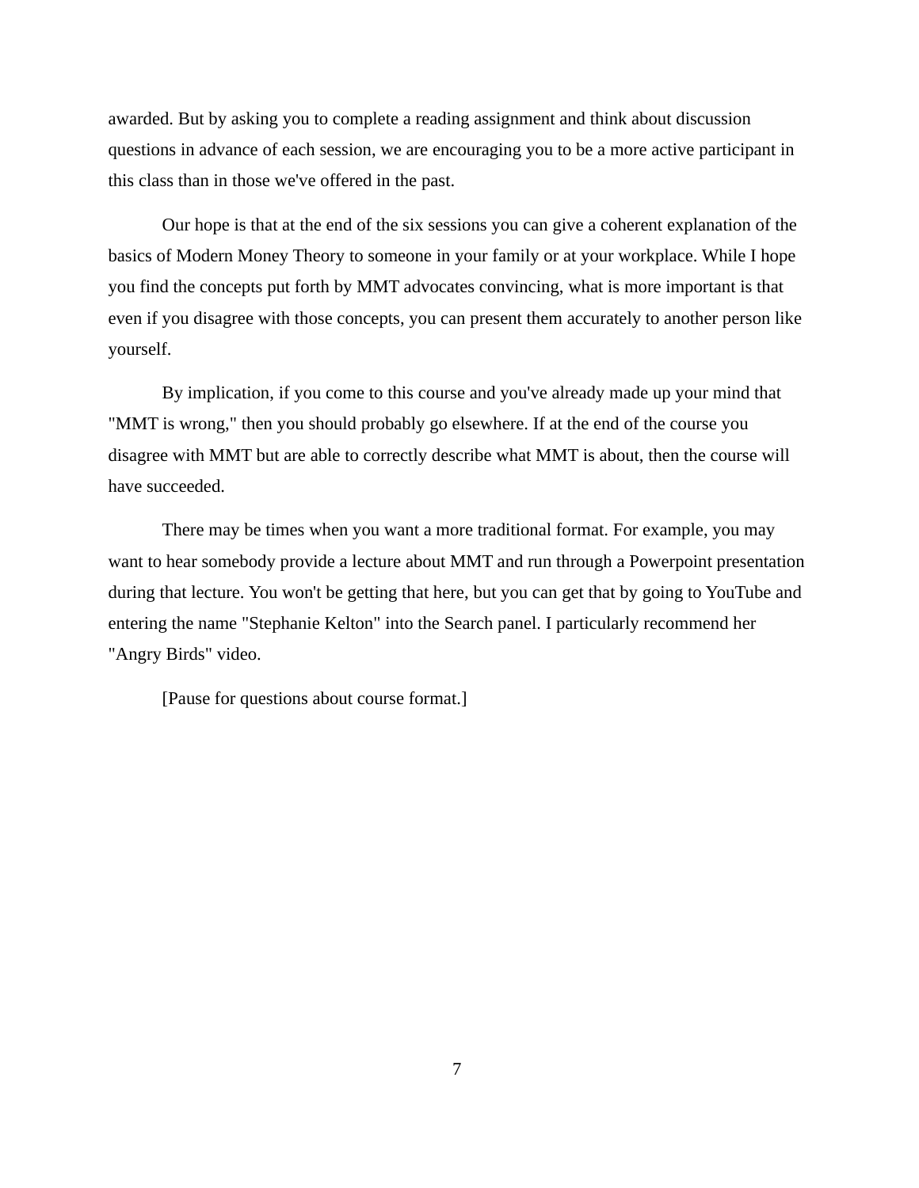awarded. But by asking you to complete a reading assignment and think about discussion questions in advance of each session, we are encouraging you to be a more active participant in this class than in those we've offered in the past.

Our hope is that at the end of the six sessions you can give a coherent explanation of the basics of Modern Money Theory to someone in your family or at your workplace. While I hope you find the concepts put forth by MMT advocates convincing, what is more important is that even if you disagree with those concepts, you can present them accurately to another person like yourself.

By implication, if you come to this course and you've already made up your mind that "MMT is wrong," then you should probably go elsewhere. If at the end of the course you disagree with MMT but are able to correctly describe what MMT is about, then the course will have succeeded.

There may be times when you want a more traditional format. For example, you may want to hear somebody provide a lecture about MMT and run through a Powerpoint presentation during that lecture. You won't be getting that here, but you can get that by going to YouTube and entering the name "Stephanie Kelton" into the Search panel. I particularly recommend her "Angry Birds" video.

[Pause for questions about course format.]